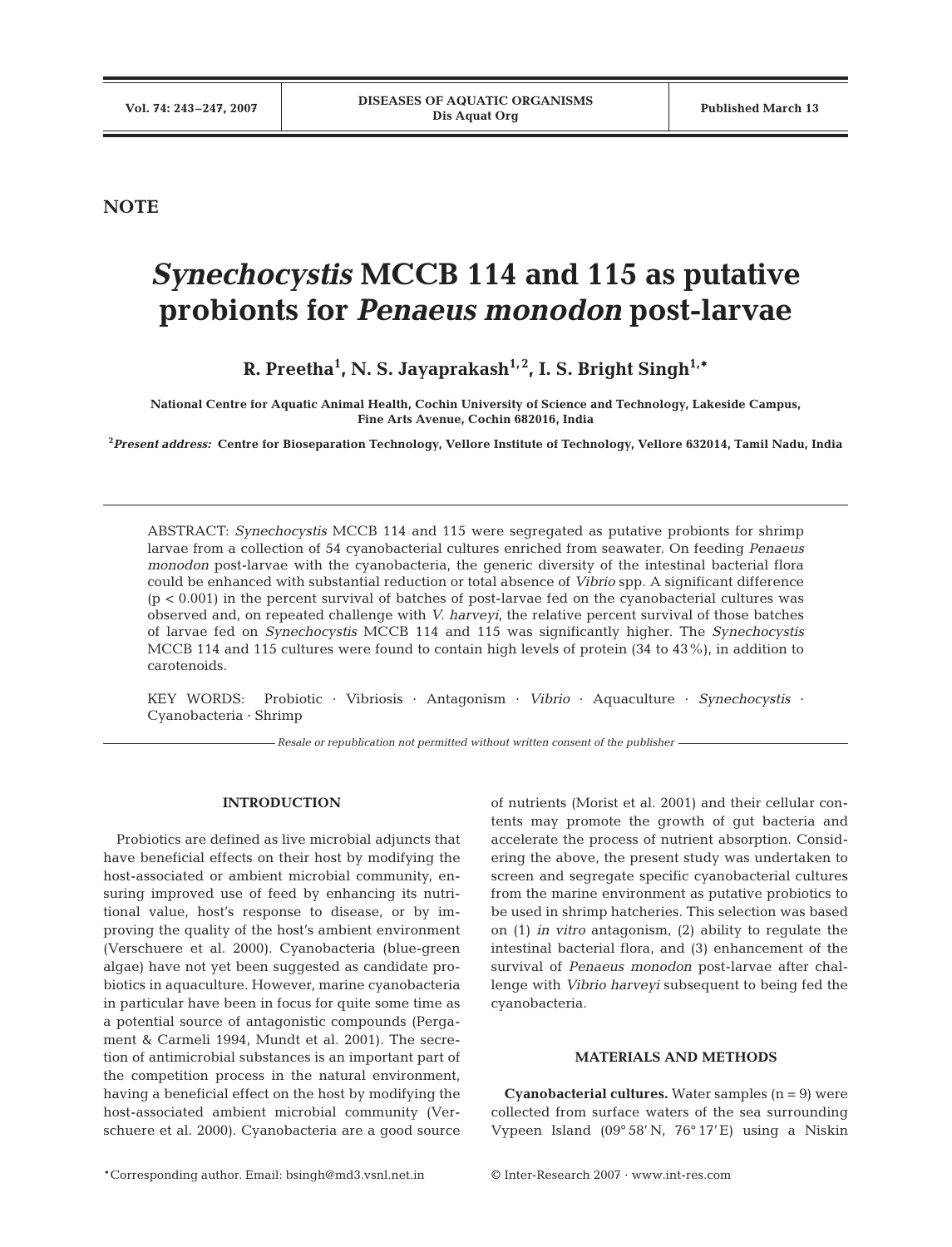NOTE

# *Synechocystis* MCCB 114 and 115 as putative probionts for *Penaeus monodon* post-larvae

**R. Preetha[1], N. S. Jayaprakash[1,2], I. S. Bright Singh[1,*]**

**National Centre for Aquatic Animal Health, Cochin University of Science and Technology, Lakeside Campus, Fine Arts Avenue, Cochin 682016, India**

[2]***Present address:*** **Centre for Bioseparation Technology, Vellore Institute of Technology, Vellore 632014, Tamil Nadu, India**

ABSTRACT: *Synechocystis* MCCB 114 and 115 were segregated as putative probionts for shrimp larvae from a collection of 54 cyanobacterial cultures enriched from seawater. On feeding *Penaeus monodon* post-larvae with the cyanobacteria, the generic diversity of the intestinal bacterial flora could be enhanced with substantial reduction or total absence of *Vibrio* spp. A significant difference ($p < 0.001$) in the percent survival of batches of post-larvae fed on the cyanobacterial cultures was observed and, on repeated challenge with *V. harveyi*, the relative percent survival of those batches of larvae fed on *Synechocystis* MCCB 114 and 115 was significantly higher. The *Synechocystis* MCCB 114 and 115 cultures were found to contain high levels of protein (34 to 43%), in addition to carotenoids.

KEY WORDS: Probiotic · Vibriosis · Antagonism · *Vibrio* · Aquaculture · *Synechocystis* · Cyanobacteria · Shrimp

*Resale or republication not permitted without written consent of the publisher*

## INTRODUCTION

Probiotics are defined as live microbial adjuncts that have beneficial effects on their host by modifying the host-associated or ambient microbial community, ensuring improved use of feed by enhancing its nutritional value, host's response to disease, or by improving the quality of the host's ambient environment (Verschuere et al. 2000). Cyanobacteria (blue-green algae) have not yet been suggested as candidate probiotics in aquaculture. However, marine cyanobacteria in particular have been in focus for quite some time as a potential source of antagonistic compounds (Pergament & Carmeli 1994, Mundt et al. 2001). The secretion of antimicrobial substances is an important part of the competition process in the natural environment, having a beneficial effect on the host by modifying the host-associated ambient microbial community (Verschuere et al. 2000). Cyanobacteria are a good source of nutrients (Morist et al. 2001) and their cellular contents may promote the growth of gut bacteria and accelerate the process of nutrient absorption. Considering the above, the present study was undertaken to screen and segregate specific cyanobacterial cultures from the marine environment as putative probiotics to be used in shrimp hatcheries. This selection was based on (1) *in vitro* antagonism, (2) ability to regulate the intestinal bacterial flora, and (3) enhancement of the survival of *Penaeus monodon* post-larvae after challenge with *Vibrio harveyi* subsequent to being fed the cyanobacteria.

## MATERIALS AND METHODS

**Cyanobacterial cultures.** Water samples ($n = 9$) were collected from surface waters of the sea surrounding Vypeen Island (09° 58′ N, 76° 17′ E) using a Niskin

*Corresponding author. Email: bsingh@md3.vsnl.net.in

© Inter-Research 2007 · www.int-res.com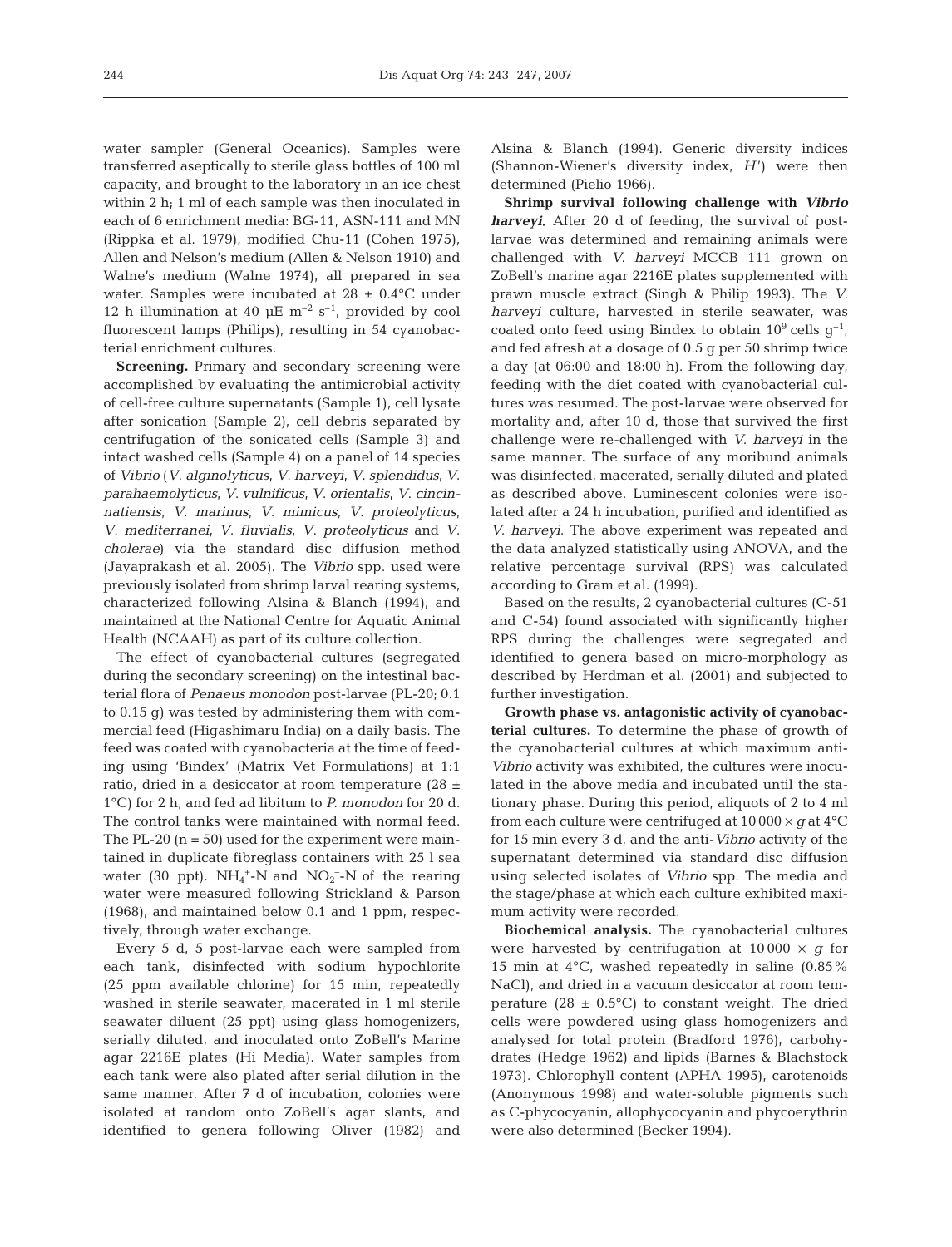water sampler (General Oceanics). Samples were transferred aseptically to sterile glass bottles of 100 ml capacity, and brought to the laboratory in an ice chest within 2 h; 1 ml of each sample was then inoculated in each of 6 enrichment media: BG-11, ASN-111 and MN (Rippka et al. 1979), modified Chu-11 (Cohen 1975), Allen and Nelson's medium (Allen & Nelson 1910) and Walne's medium (Walne 1974), all prepared in sea water. Samples were incubated at 28 ± 0.4°C under 12 h illumination at 40 μE $m^{-2}$ $s^{-1}$, provided by cool fluorescent lamps (Philips), resulting in 54 cyanobacterial enrichment cultures.

**Screening.** Primary and secondary screening were accomplished by evaluating the antimicrobial activity of cell-free culture supernatants (Sample 1), cell lysate after sonication (Sample 2), cell debris separated by centrifugation of the sonicated cells (Sample 3) and intact washed cells (Sample 4) on a panel of 14 species of *Vibrio* (*V. alginolyticus*, *V. harveyi*, *V. splendidus*, *V. parahaemolyticus*, *V. vulnificus*, *V. orientalis*, *V. cincinnatiensis*, *V. marinus*, *V. mimicus*, *V. proteolyticus*, *V. mediterranei*, *V. fluvialis*, *V. proteolyticus* and *V. cholerae*) via the standard disc diffusion method (Jayaprakash et al. 2005). The *Vibrio* spp. used were previously isolated from shrimp larval rearing systems, characterized following Alsina & Blanch (1994), and maintained at the National Centre for Aquatic Animal Health (NCAAH) as part of its culture collection.

The effect of cyanobacterial cultures (segregated during the secondary screening) on the intestinal bacterial flora of *Penaeus monodon* post-larvae (PL-20; 0.1 to 0.15 g) was tested by administering them with commercial feed (Higashimaru India) on a daily basis. The feed was coated with cyanobacteria at the time of feeding using 'Bindex' (Matrix Vet Formulations) at 1:1 ratio, dried in a desiccator at room temperature (28 ± 1°C) for 2 h, and fed ad libitum to *P. monodon* for 20 d. The control tanks were maintained with normal feed. The PL-20 (n = 50) used for the experiment were maintained in duplicate fibreglass containers with 25 l sea water (30 ppt). $NH_4^+$-N and $NO_2^-$-N of the rearing water were measured following Strickland & Parson (1968), and maintained below 0.1 and 1 ppm, respectively, through water exchange.

Every 5 d, 5 post-larvae each were sampled from each tank, disinfected with sodium hypochlorite (25 ppm available chlorine) for 15 min, repeatedly washed in sterile seawater, macerated in 1 ml sterile seawater diluent (25 ppt) using glass homogenizers, serially diluted, and inoculated onto ZoBell's Marine agar 2216E plates (Hi Media). Water samples from each tank were also plated after serial dilution in the same manner. After 7 d of incubation, colonies were isolated at random onto ZoBell's agar slants, and identified to genera following Oliver (1982) and Alsina & Blanch (1994). Generic diversity indices (Shannon-Wiener's diversity index, $H'$) were then determined (Pielio 1966).

**Shrimp survival following challenge with *Vibrio harveyi*.** After 20 d of feeding, the survival of post-larvae was determined and remaining animals were challenged with *V. harveyi* MCCB 111 grown on ZoBell's marine agar 2216E plates supplemented with prawn muscle extract (Singh & Philip 1993). The *V. harveyi* culture, harvested in sterile seawater, was coated onto feed using Bindex to obtain $10^9$ cells $g^{-1}$, and fed afresh at a dosage of 0.5 g per 50 shrimp twice a day (at 06:00 and 18:00 h). From the following day, feeding with the diet coated with cyanobacterial cultures was resumed. The post-larvae were observed for mortality and, after 10 d, those that survived the first challenge were re-challenged with *V. harveyi* in the same manner. The surface of any moribund animals was disinfected, macerated, serially diluted and plated as described above. Luminescent colonies were isolated after a 24 h incubation, purified and identified as *V. harveyi*. The above experiment was repeated and the data analyzed statistically using ANOVA, and the relative percentage survival (RPS) was calculated according to Gram et al. (1999).

Based on the results, 2 cyanobacterial cultures (C-51 and C-54) found associated with significantly higher RPS during the challenges were segregated and identified to genera based on micro-morphology as described by Herdman et al. (2001) and subjected to further investigation.

**Growth phase vs. antagonistic activity of cyanobacterial cultures.** To determine the phase of growth of the cyanobacterial cultures at which maximum anti-*Vibrio* activity was exhibited, the cultures were inoculated in the above media and incubated until the stationary phase. During this period, aliquots of 2 to 4 ml from each culture were centrifuged at 10 000 × *g* at 4°C for 15 min every 3 d, and the anti-*Vibrio* activity of the supernatant determined via standard disc diffusion using selected isolates of *Vibrio* spp. The media and the stage/phase at which each culture exhibited maximum activity were recorded.

**Biochemical analysis.** The cyanobacterial cultures were harvested by centrifugation at 10 000 × *g* for 15 min at 4°C, washed repeatedly in saline (0.85% NaCl), and dried in a vacuum desiccator at room temperature (28 ± 0.5°C) to constant weight. The dried cells were powdered using glass homogenizers and analysed for total protein (Bradford 1976), carbohydrates (Hedge 1962) and lipids (Barnes & Blachstock 1973). Chlorophyll content (APHA 1995), carotenoids (Anonymous 1998) and water-soluble pigments such as C-phycocyanin, allophycocyanin and phycoerythrin were also determined (Becker 1994).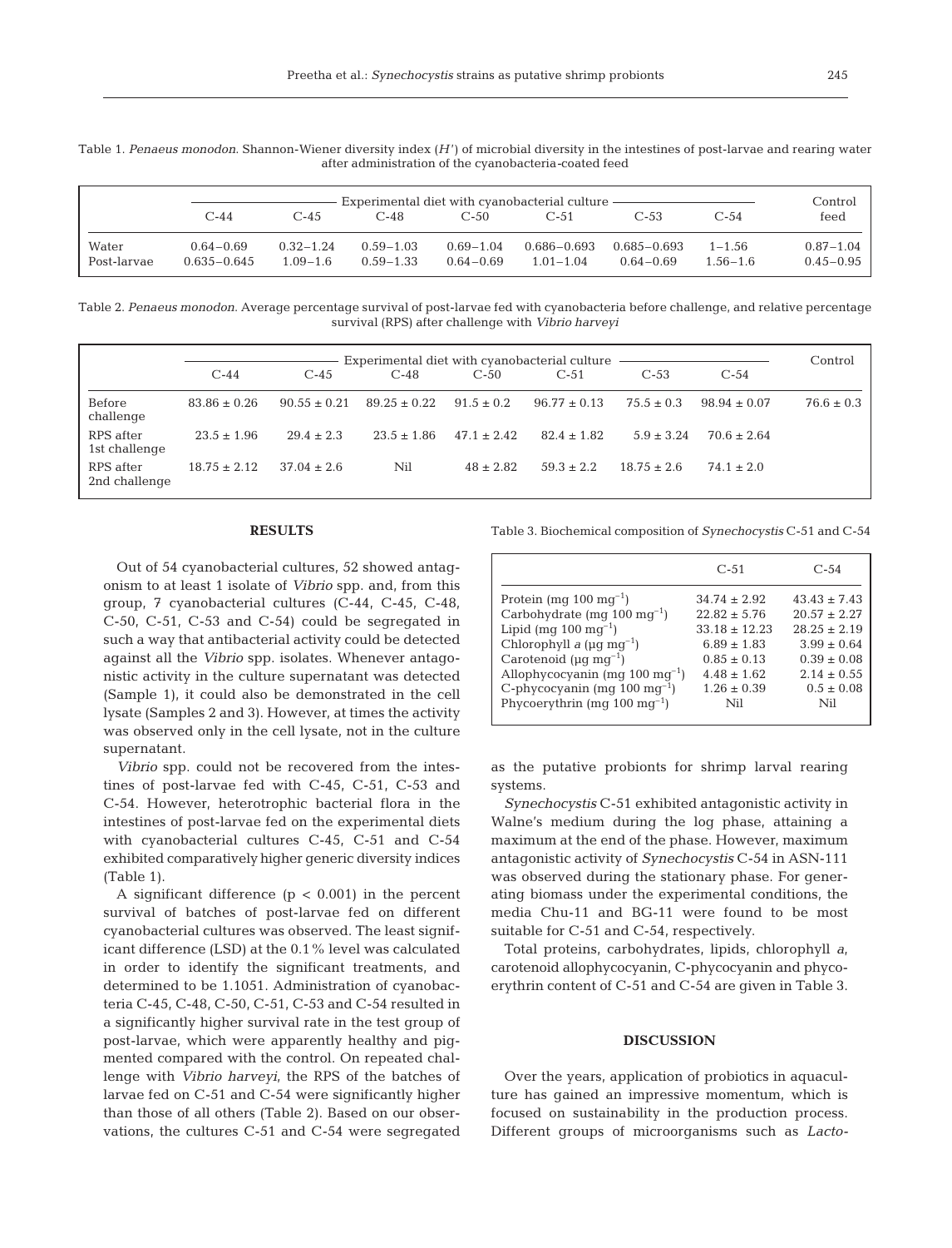Table 1. *Penaeus monodon*. Shannon-Wiener diversity index ($H'$) of microbial diversity in the intestines of post-larvae and rearing water after administration of the cyanobacteria-coated feed

| | Experimental diet with cyanobacterial culture | | | | | | | Control |
|---|---|---|---|---|---|---|---|---|
| | C-44 | C-45 | C-48 | C-50 | C-51 | C-53 | C-54 | feed |
| Water | 0.64–0.69 | 0.32–1.24 | 0.59–1.03 | 0.69–1.04 | 0.686–0.693 | 0.685–0.693 | 1–1.56 | 0.87–1.04 |
| Post-larvae | 0.635–0.645 | 1.09–1.6 | 0.59–1.33 | 0.64–0.69 | 1.01–1.04 | 0.64–0.69 | 1.56–1.6 | 0.45–0.95 |

Table 2. *Penaeus monodon*. Average percentage survival of post-larvae fed with cyanobacteria before challenge, and relative percentage survival (RPS) after challenge with *Vibrio harveyi*

| | Experimental diet with cyanobacterial culture | | | | | | | Control |
|---|---|---|---|---|---|---|---|---|
| | C-44 | C-45 | C-48 | C-50 | C-51 | C-53 | C-54 | |
| Before challenge | 83.86 ± 0.26 | 90.55 ± 0.21 | 89.25 ± 0.22 | 91.5 ± 0.2 | 96.77 ± 0.13 | 75.5 ± 0.3 | 98.94 ± 0.07 | 76.6 ± 0.3 |
| RPS after 1st challenge | 23.5 ± 1.96 | 29.4 ± 2.3 | 23.5 ± 1.86 | 47.1 ± 2.42 | 82.4 ± 1.82 | 5.9 ± 3.24 | 70.6 ± 2.64 | |
| RPS after 2nd challenge | 18.75 ± 2.12 | 37.04 ± 2.6 | Nil | 48 ± 2.82 | 59.3 ± 2.2 | 18.75 ± 2.6 | 74.1 ± 2.0 | |

## RESULTS

Out of 54 cyanobacterial cultures, 52 showed antagonism to at least 1 isolate of *Vibrio* spp. and, from this group, 7 cyanobacterial cultures (C-44, C-45, C-48, C-50, C-51, C-53 and C-54) could be segregated in such a way that antibacterial activity could be detected against all the *Vibrio* spp. isolates. Whenever antagonistic activity in the culture supernatant was detected (Sample 1), it could also be demonstrated in the cell lysate (Samples 2 and 3). However, at times the activity was observed only in the cell lysate, not in the culture supernatant.

*Vibrio* spp. could not be recovered from the intestines of post-larvae fed with C-45, C-51, C-53 and C-54. However, heterotrophic bacterial flora in the intestines of post-larvae fed on the experimental diets with cyanobacterial cultures C-45, C-51 and C-54 exhibited comparatively higher generic diversity indices (Table 1).

A significant difference ($p < 0.001$) in the percent survival of batches of post-larvae fed on different cyanobacterial cultures was observed. The least significant difference (LSD) at the 0.1% level was calculated in order to identify the significant treatments, and determined to be 1.1051. Administration of cyanobacteria C-45, C-48, C-50, C-51, C-53 and C-54 resulted in a significantly higher survival rate in the test group of post-larvae, which were apparently healthy and pigmented compared with the control. On repeated challenge with *Vibrio harveyi*, the RPS of the batches of larvae fed on C-51 and C-54 were significantly higher than those of all others (Table 2). Based on our observations, the cultures C-51 and C-54 were segregated as the putative probionts for shrimp larval rearing systems.

Table 3. Biochemical composition of *Synechocystis* C-51 and C-54

| | C-51 | C-54 |
|---|---|---|
| Protein (mg 100 $mg^{-1}$) | 34.74 ± 2.92 | 43.43 ± 7.43 |
| Carbohydrate (mg 100 $mg^{-1}$) | 22.82 ± 5.76 | 20.57 ± 2.27 |
| Lipid (mg 100 $mg^{-1}$) | 33.18 ± 12.23 | 28.25 ± 2.19 |
| Chlorophyll *a* (µg $mg^{-1}$) | 6.89 ± 1.83 | 3.99 ± 0.64 |
| Carotenoid (µg $mg^{-1}$) | 0.85 ± 0.13 | 0.39 ± 0.08 |
| Allophycocyanin (mg 100 $mg^{-1}$) | 4.48 ± 1.62 | 2.14 ± 0.55 |
| C-phycocyanin (mg 100 $mg^{-1}$) | 1.26 ± 0.39 | 0.5 ± 0.08 |
| Phycoerythrin (mg 100 $mg^{-1}$) | Nil | Nil |

*Synechocystis* C-51 exhibited antagonistic activity in Walne's medium during the log phase, attaining a maximum at the end of the phase. However, maximum antagonistic activity of *Synechocystis* C-54 in ASN-111 was observed during the stationary phase. For generating biomass under the experimental conditions, the media Chu-11 and BG-11 were found to be most suitable for C-51 and C-54, respectively.

Total proteins, carbohydrates, lipids, chlorophyll *a*, carotenoid allophycocyanin, C-phycocyanin and phycoerythrin content of C-51 and C-54 are given in Table 3.

## DISCUSSION

Over the years, application of probiotics in aquaculture has gained an impressive momentum, which is focused on sustainability in the production process. Different groups of microorganisms such as *Lacto-*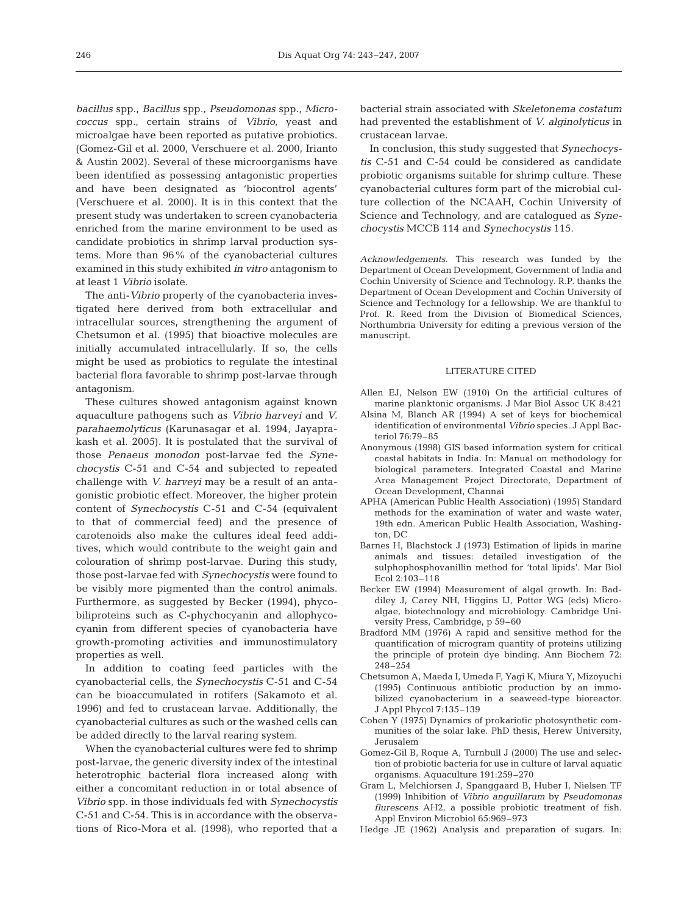*bacillus* spp., *Bacillus* spp., *Pseudomonas* spp., *Micrococcus* spp., certain strains of *Vibrio*, yeast and microalgae have been reported as putative probiotics. (Gomez-Gil et al. 2000, Verschuere et al. 2000, Irianto & Austin 2002). Several of these microorganisms have been identified as possessing antagonistic properties and have been designated as 'biocontrol agents' (Verschuere et al. 2000). It is in this context that the present study was undertaken to screen cyanobacteria enriched from the marine environment to be used as candidate probiotics in shrimp larval production systems. More than 96% of the cyanobacterial cultures examined in this study exhibited *in vitro* antagonism to at least 1 *Vibrio* isolate.

The anti-*Vibrio* property of the cyanobacteria investigated here derived from both extracellular and intracellular sources, strengthening the argument of Chetsumon et al. (1995) that bioactive molecules are initially accumulated intracellularly. If so, the cells might be used as probiotics to regulate the intestinal bacterial flora favorable to shrimp post-larvae through antagonism.

These cultures showed antagonism against known aquaculture pathogens such as *Vibrio harveyi* and *V. parahaemolyticus* (Karunasagar et al. 1994, Jayaprakash et al. 2005). It is postulated that the survival of those *Penaeus monodon* post-larvae fed the *Synechocystis* C-51 and C-54 and subjected to repeated challenge with *V. harveyi* may be a result of an antagonistic probiotic effect. Moreover, the higher protein content of *Synechocystis* C-51 and C-54 (equivalent to that of commercial feed) and the presence of carotenoids also make the cultures ideal feed additives, which would contribute to the weight gain and colouration of shrimp post-larvae. During this study, those post-larvae fed with *Synechocystis* were found to be visibly more pigmented than the control animals. Furthermore, as suggested by Becker (1994), phycobiliproteins such as C-phychocyanin and allophycocyanin from different species of cyanobacteria have growth-promoting activities and immunostimulatory properties as well.

In addition to coating feed particles with the cyanobacterial cells, the *Synechocystis* C-51 and C-54 can be bioaccumulated in rotifers (Sakamoto et al. 1996) and fed to crustacean larvae. Additionally, the cyanobacterial cultures as such or the washed cells can be added directly to the larval rearing system.

When the cyanobacterial cultures were fed to shrimp post-larvae, the generic diversity index of the intestinal heterotrophic bacterial flora increased along with either a concomitant reduction in or total absence of *Vibrio* spp. in those individuals fed with *Synechocystis* C-51 and C-54. This is in accordance with the observations of Rico-Mora et al. (1998), who reported that a bacterial strain associated with *Skeletonema costatum* had prevented the establishment of *V. alginolyticus* in crustacean larvae.

In conclusion, this study suggested that *Synechocystis* C-51 and C-54 could be considered as candidate probiotic organisms suitable for shrimp culture. These cyanobacterial cultures form part of the microbial culture collection of the NCAAH, Cochin University of Science and Technology, and are catalogued as *Synechocystis* MCCB 114 and *Synechocystis* 115.

*Acknowledgements.* This research was funded by the Department of Ocean Development, Government of India and Cochin University of Science and Technology. R.P. thanks the Department of Ocean Development and Cochin University of Science and Technology for a fellowship. We are thankful to Prof. R. Reed from the Division of Biomedical Sciences, Northumbria University for editing a previous version of the manuscript.

## LITERATURE CITED

- Allen EJ, Nelson EW (1910) On the artificial cultures of marine planktonic organisms. J Mar Biol Assoc UK 8:421
- Alsina M, Blanch AR (1994) A set of keys for biochemical identification of environmental *Vibrio* species. J Appl Bacteriol 76:79–85
- Anonymous (1998) GIS based information system for critical coastal habitats in India. In: Manual on methodology for biological parameters. Integrated Coastal and Marine Area Management Project Directorate, Department of Ocean Development, Channai
- APHA (American Public Health Association) (1995) Standard methods for the examination of water and waste water, 19th edn. American Public Health Association, Washington, DC
- Barnes H, Blachstock J (1973) Estimation of lipids in marine animals and tissues: detailed investigation of the sulphophosphovanillin method for 'total lipids'. Mar Biol Ecol 2:103–118
- Becker EW (1994) Measurement of algal growth. In: Baddiley J, Carey NH, Higgins IJ, Potter WG (eds) Microalgae, biotechnology and microbiology. Cambridge University Press, Cambridge, p 59–60
- Bradford MM (1976) A rapid and sensitive method for the quantification of microgram quantity of proteins utilizing the principle of protein dye binding. Ann Biochem 72: 248–254
- Chetsumon A, Maeda I, Umeda F, Yagi K, Miura Y, Mizoyuchi (1995) Continuous antibiotic production by an immobilized cyanobacterium in a seaweed-type bioreactor. J Appl Phycol 7:135–139
- Cohen Y (1975) Dynamics of prokariotic photosynthetic communities of the solar lake. PhD thesis, Herew University, Jerusalem
- Gomez-Gil B, Roque A, Turnbull J (2000) The use and selection of probiotic bacteria for use in culture of larval aquatic organisms. Aquaculture 191:259–270
- Gram L, Melchiorsen J, Spanggaard B, Huber I, Nielsen TF (1999) Inhibition of *Vibrio anguillarum* by *Pseudomonas flurescens* AH2, a possible probiotic treatment of fish. Appl Environ Microbiol 65:969–973
- Hedge JE (1962) Analysis and preparation of sugars. In: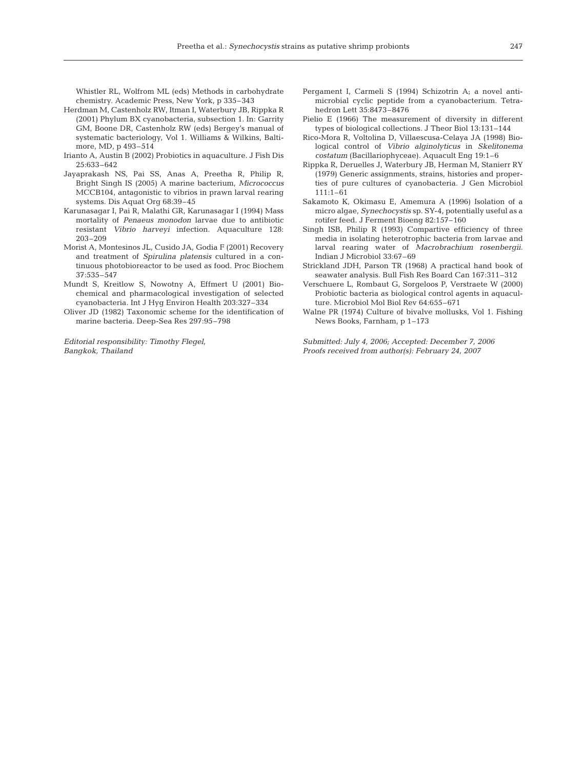Whistler RL, Wolfrom ML (eds) Methods in carbohydrate chemistry. Academic Press, New York, p 335–343

Herdman M, Castenholz RW, Itman I, Waterbury JB, Rippka R (2001) Phylum BX cyanobacteria, subsection 1. In: Garrity GM, Boone DR, Castenholz RW (eds) Bergey's manual of systematic bacteriology, Vol 1. Williams & Wilkins, Baltimore, MD, p 493–514

Irianto A, Austin B (2002) Probiotics in aquaculture. J Fish Dis 25:633–642

Jayaprakash NS, Pai SS, Anas A, Preetha R, Philip R, Bright Singh IS (2005) A marine bacterium, *Micrococcus* MCCB104, antagonistic to vibrios in prawn larval rearing systems. Dis Aquat Org 68:39–45

Karunasagar I, Pai R, Malathi GR, Karunasagar I (1994) Mass mortality of *Penaeus monodon* larvae due to antibiotic resistant *Vibrio harveyi* infection. Aquaculture 128: 203–209

Morist A, Montesinos JL, Cusido JA, Godia F (2001) Recovery and treatment of *Spirulina platensis* cultured in a continuous photobioreactor to be used as food. Proc Biochem 37:535–547

Mundt S, Kreitlow S, Nowotny A, Effmert U (2001) Biochemical and pharmacological investigation of selected cyanobacteria. Int J Hyg Environ Health 203:327–334

Oliver JD (1982) Taxonomic scheme for the identification of marine bacteria. Deep-Sea Res 297:95–798

Pergament I, Carmeli S (1994) Schizotrin A; a novel antimicrobial cyclic peptide from a cyanobacterium. Tetrahedron Lett 35:8473–8476

Pielio E (1966) The measurement of diversity in different types of biological collections. J Theor Biol 13:131–144

Rico-Mora R, Voltolina D, Villaescusa-Celaya JA (1998) Biological control of *Vibrio alginolyticus* in *Skelitonema costatum* (Bacillariophyceae). Aquacult Eng 19:1–6

Rippka R, Deruelles J, Waterbury JB, Herman M, Stanierr RY (1979) Generic assignments, strains, histories and properties of pure cultures of cyanobacteria. J Gen Microbiol 111:1–61

Sakamoto K, Okimasu E, Amemura A (1996) Isolation of a micro algae, *Synechocystis* sp. SY-4, potentially useful as a rotifer feed. J Ferment Bioeng 82:157–160

Singh ISB, Philip R (1993) Compartive efficiency of three media in isolating heterotrophic bacteria from larvae and larval rearing water of *Macrobrachium rosenbergii*. Indian J Microbiol 33:67–69

Strickland JDH, Parson TR (1968) A practical hand book of seawater analysis. Bull Fish Res Board Can 167:311–312

Verschuere L, Rombaut G, Sorgeloos P, Verstraete W (2000) Probiotic bacteria as biological control agents in aquaculture. Microbiol Mol Biol Rev 64:655–671

Walne PR (1974) Culture of bivalve mollusks, Vol 1. Fishing News Books, Farnham, p 1–173

*Editorial responsibility: Timothy Flegel, Bangkok, Thailand*

*Submitted: July 4, 2006; Accepted: December 7, 2006*
*Proofs received from author(s): February 24, 2007*